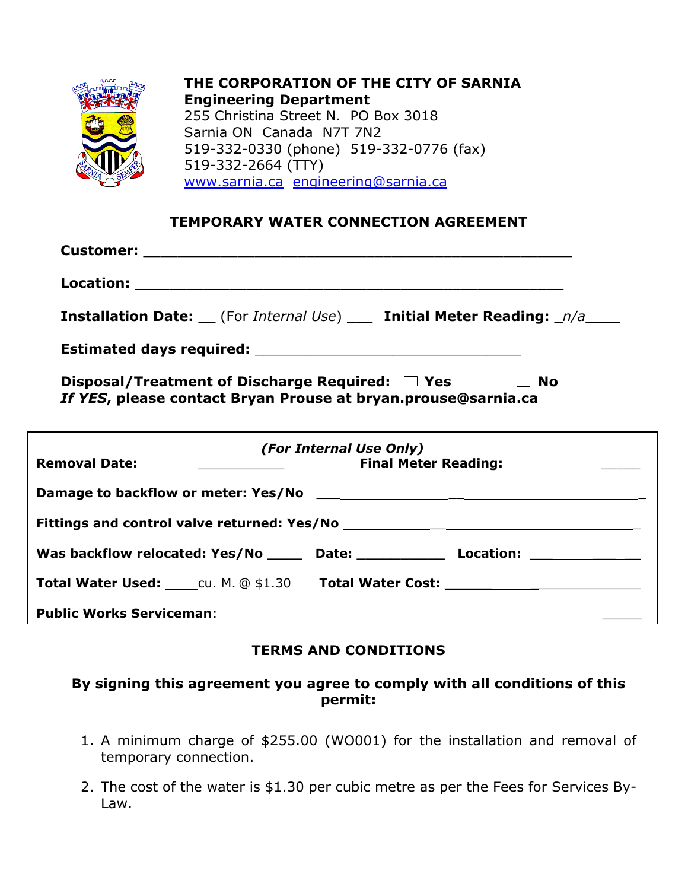**THE CORPORATION OF THE CITY OF SARNIA**
**Engineering Department**
255 Christina Street N. PO Box 3018
Sarnia ON Canada N7T 7N2
519-332-0330 (phone) 519-332-0776 (fax)
519-332-2664 (TTY)
www.sarnia.ca engineering@sarnia.ca

## TEMPORARY WATER CONNECTION AGREEMENT

**Customer:** ________________________________________________

**Location:** ________________________________________________

**Installation Date:** __ (For *Internal Use*) ___ **Initial Meter Reading:** _*n/a*____

**Estimated days required:** ______________________________

**Disposal/Treatment of Discharge Required:** ☐ **Yes** ☐ **No**
***If YES*, please contact Bryan Prouse at bryan.prouse@sarnia.ca**

***(For Internal Use Only)***

**Removal Date:** ________________ **Final Meter Reading:** ________________

**Damage to backflow or meter: Yes/No** ________________________________________

**Fittings and control valve returned: Yes/No** ____________________________________

**Was backflow relocated: Yes/No** ____ **Date:** __________ **Location:** ____________

**Total Water Used:** ____cu. M. @ $1.30 **Total Water Cost:** ____________________

**Public Works Serviceman**: ______________________________________________

## TERMS AND CONDITIONS

**By signing this agreement you agree to comply with all conditions of this permit:**

1. A minimum charge of $255.00 (WO001) for the installation and removal of temporary connection.
2. The cost of the water is $1.30 per cubic metre as per the Fees for Services By-Law.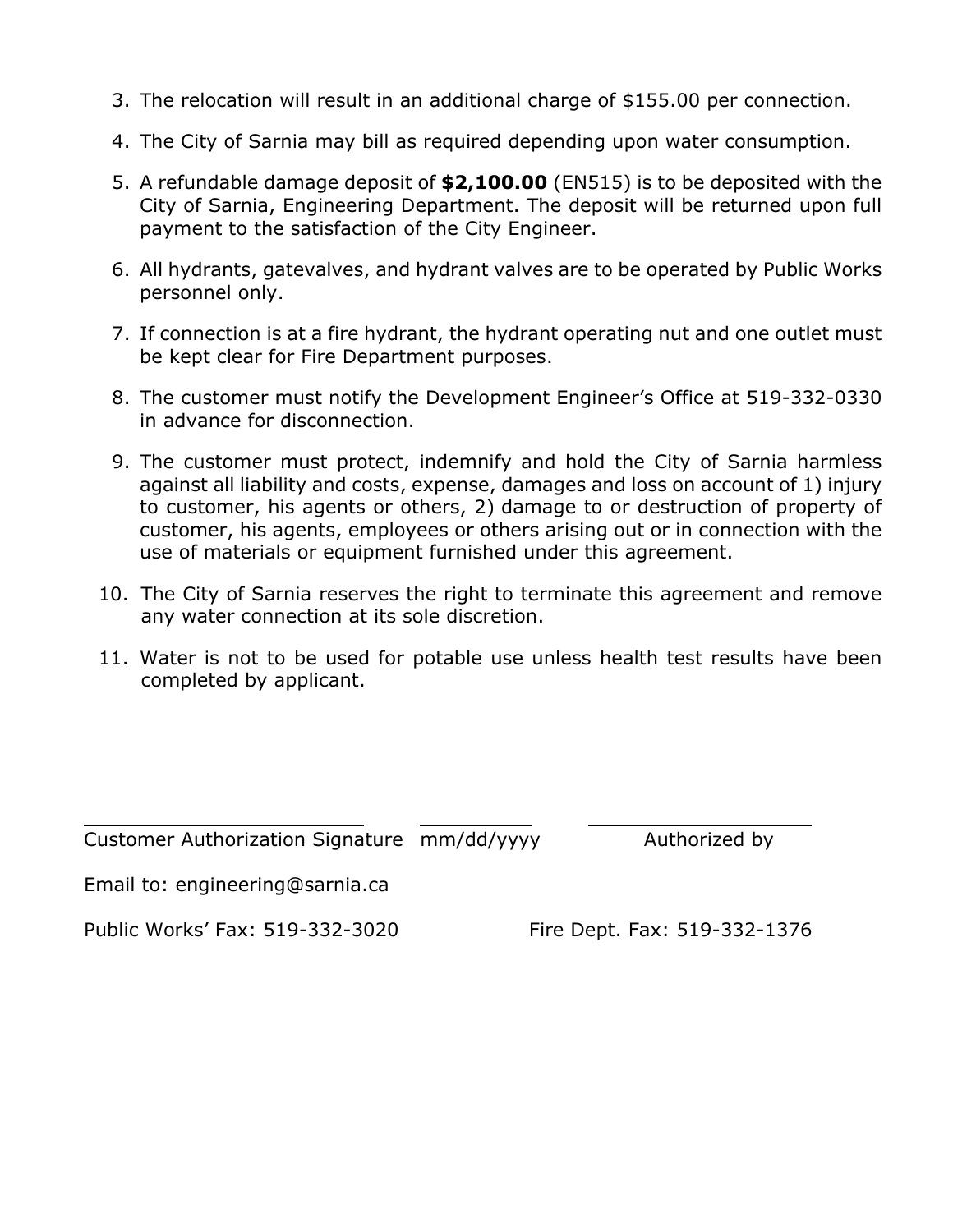3. The relocation will result in an additional charge of $155.00 per connection.
4. The City of Sarnia may bill as required depending upon water consumption.
5. A refundable damage deposit of **$2,100.00** (EN515) is to be deposited with the City of Sarnia, Engineering Department. The deposit will be returned upon full payment to the satisfaction of the City Engineer.
6. All hydrants, gatevalves, and hydrant valves are to be operated by Public Works personnel only.
7. If connection is at a fire hydrant, the hydrant operating nut and one outlet must be kept clear for Fire Department purposes.
8. The customer must notify the Development Engineer's Office at 519-332-0330 in advance for disconnection.
9. The customer must protect, indemnify and hold the City of Sarnia harmless against all liability and costs, expense, damages and loss on account of 1) injury to customer, his agents or others, 2) damage to or destruction of property of customer, his agents, employees or others arising out or in connection with the use of materials or equipment furnished under this agreement.
10. The City of Sarnia reserves the right to terminate this agreement and remove any water connection at its sole discretion.
11. Water is not to be used for potable use unless health test results have been completed by applicant.

\_\_\_\_\_\_\_\_\_\_\_\_\_\_\_\_\_\_\_\_\_\_\_\_\_\_ \_\_\_\_\_\_\_\_\_\_ \_\_\_\_\_\_\_\_\_\_\_\_\_\_\_\_\_\_\_\_

Customer Authorization Signature mm/dd/yyyy Authorized by

Email to: engineering@sarnia.ca

Public Works' Fax: 519-332-3020 Fire Dept. Fax: 519-332-1376